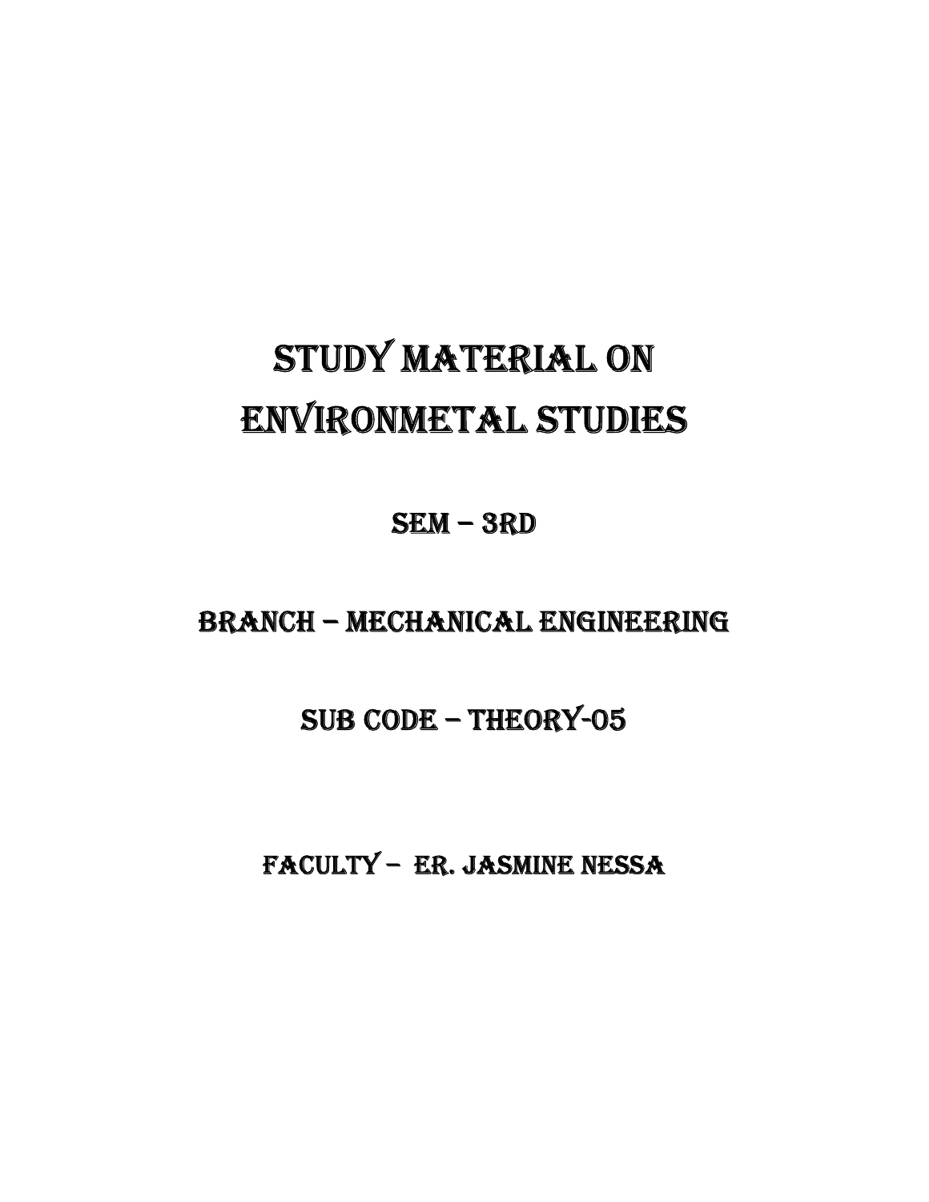# STUDY MATERIAL ON ENVIRONMETAL STUDIES

## SEM – 3RD

## BRANCH – MECHANICAL ENGINEERING

## SUB CODE – THEORY-05

## FACULTY – ER. JASMINE NESSA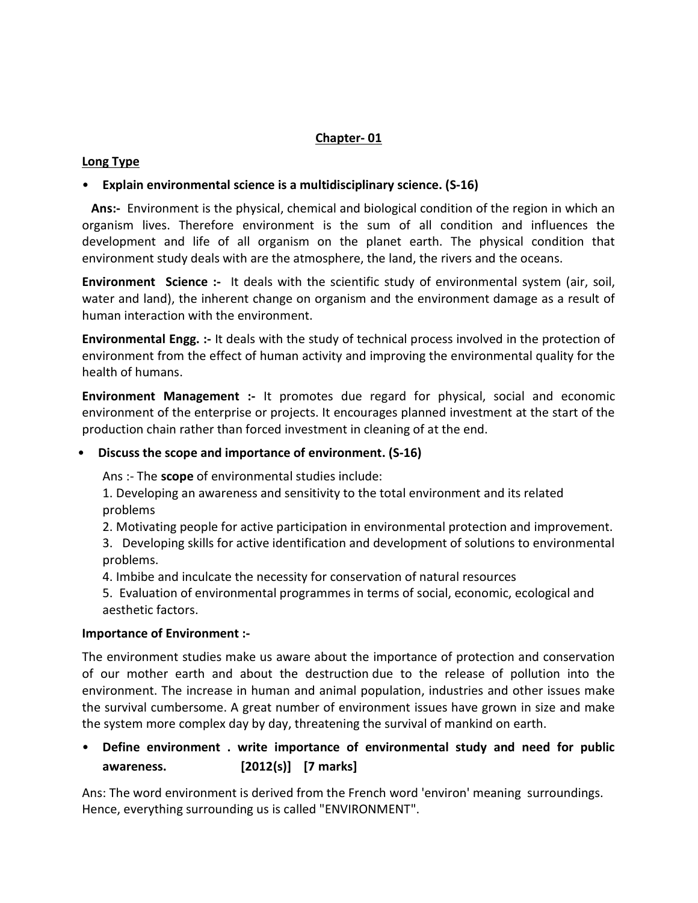## Chapter- 01

### Long Type

- **Explain environmental science is a multidisciplinary science. (S-16)**

**Ans:-** Environment is the physical, chemical and biological condition of the region in which an organism lives. Therefore environment is the sum of all condition and influences the development and life of all organism on the planet earth. The physical condition that environment study deals with are the atmosphere, the land, the rivers and the oceans.

**Environment Science :-** It deals with the scientific study of environmental system (air, soil, water and land), the inherent change on organism and the environment damage as a result of human interaction with the environment.

**Environmental Engg. :-** It deals with the study of technical process involved in the protection of environment from the effect of human activity and improving the environmental quality for the health of humans.

**Environment Management :-** It promotes due regard for physical, social and economic environment of the enterprise or projects. It encourages planned investment at the start of the production chain rather than forced investment in cleaning of at the end.

- **Discuss the scope and importance of environment. (S-16)**

Ans :- The **scope** of environmental studies include:

1. Developing an awareness and sensitivity to the total environment and its related problems
2. Motivating people for active participation in environmental protection and improvement.
3. Developing skills for active identification and development of solutions to environmental problems.
4. Imbibe and inculcate the necessity for conservation of natural resources
5. Evaluation of environmental programmes in terms of social, economic, ecological and aesthetic factors.

**Importance of Environment :-**

The environment studies make us aware about the importance of protection and conservation of our mother earth and about the destruction due to the release of pollution into the environment. The increase in human and animal population, industries and other issues make the survival cumbersome. A great number of environment issues have grown in size and make the system more complex day by day, threatening the survival of mankind on earth.

- **Define environment . write importance of environmental study and need for public awareness. [2012(s)] [7 marks]**

Ans: The word environment is derived from the French word 'environ' meaning surroundings. Hence, everything surrounding us is called "ENVIRONMENT".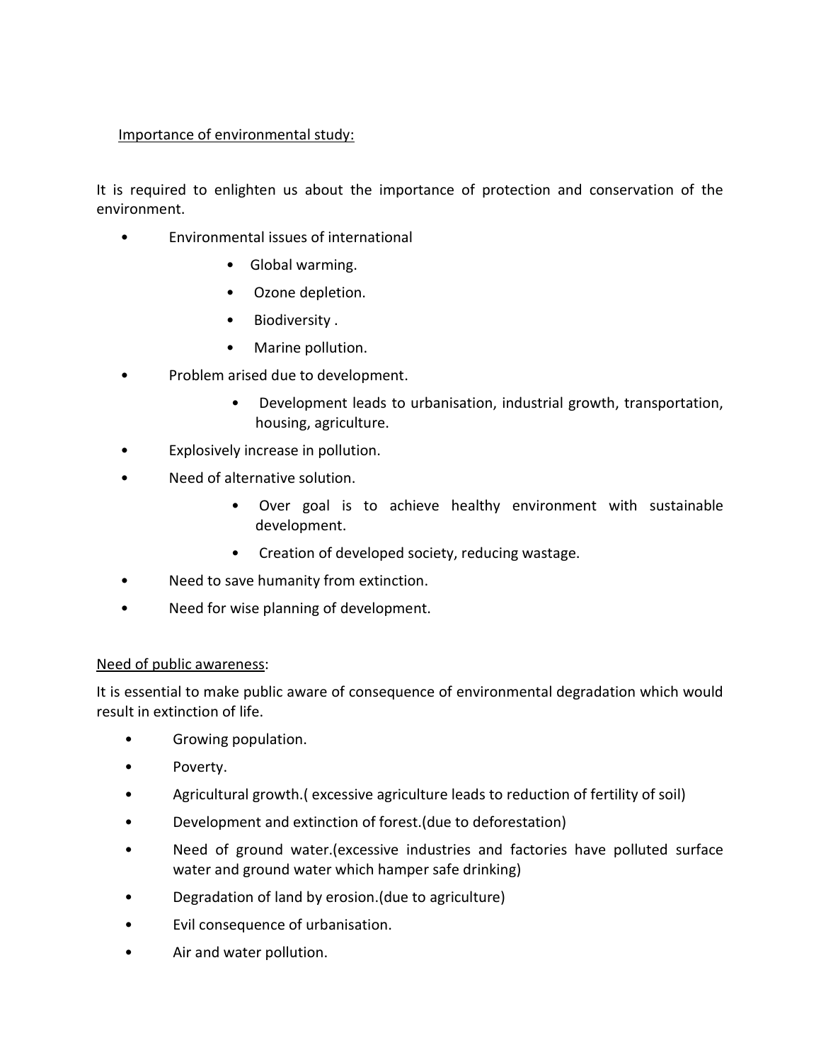Importance of environmental study:

It is required to enlighten us about the importance of protection and conservation of the environment.

- Environmental issues of international
  - Global warming.
  - Ozone depletion.
  - Biodiversity .
  - Marine pollution.
- Problem arised due to development.
  - Development leads to urbanisation, industrial growth, transportation, housing, agriculture.
- Explosively increase in pollution.
- Need of alternative solution.
  - Over goal is to achieve healthy environment with sustainable development.
  - Creation of developed society, reducing wastage.
- Need to save humanity from extinction.
- Need for wise planning of development.

Need of public awareness:

It is essential to make public aware of consequence of environmental degradation which would result in extinction of life.

- Growing population.
- Poverty.
- Agricultural growth.( excessive agriculture leads to reduction of fertility of soil)
- Development and extinction of forest.(due to deforestation)
- Need of ground water.(excessive industries and factories have polluted surface water and ground water which hamper safe drinking)
- Degradation of land by erosion.(due to agriculture)
- Evil consequence of urbanisation.
- Air and water pollution.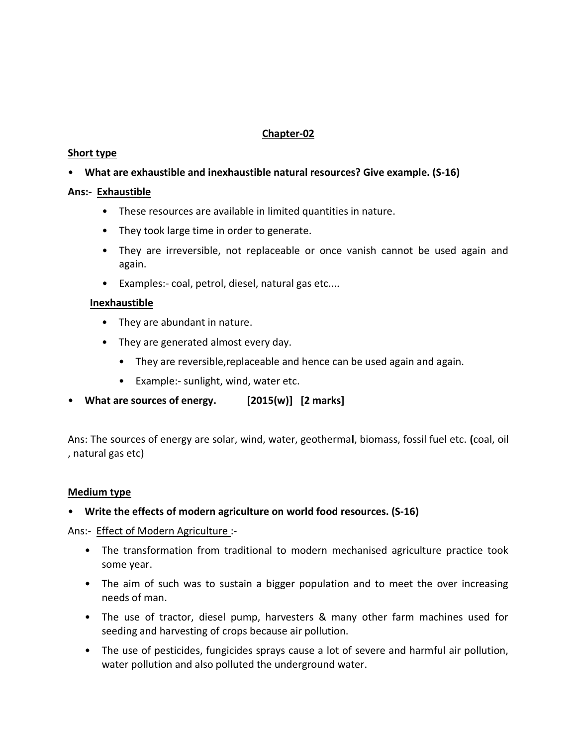## Chapter-02

### Short type

- **What are exhaustible and inexhaustible natural resources? Give example. (S-16)**

**Ans:-** Exhaustible

- These resources are available in limited quantities in nature.
- They took large time in order to generate.
- They are irreversible, not replaceable or once vanish cannot be used again and again.
- Examples:- coal, petrol, diesel, natural gas etc....

Inexhaustible

- They are abundant in nature.
- They are generated almost every day.
- They are reversible,replaceable and hence can be used again and again.
- Example:- sunlight, wind, water etc.

- **What are sources of energy. [2015(w)] [2 marks]**

Ans: The sources of energy are solar, wind, water, geothermal, biomass, fossil fuel etc. (coal, oil , natural gas etc)

### Medium type

- **Write the effects of modern agriculture on world food resources. (S-16)**

Ans:- Effect of Modern Agriculture :-

- The transformation from traditional to modern mechanised agriculture practice took some year.
- The aim of such was to sustain a bigger population and to meet the over increasing needs of man.
- The use of tractor, diesel pump, harvesters & many other farm machines used for seeding and harvesting of crops because air pollution.
- The use of pesticides, fungicides sprays cause a lot of severe and harmful air pollution, water pollution and also polluted the underground water.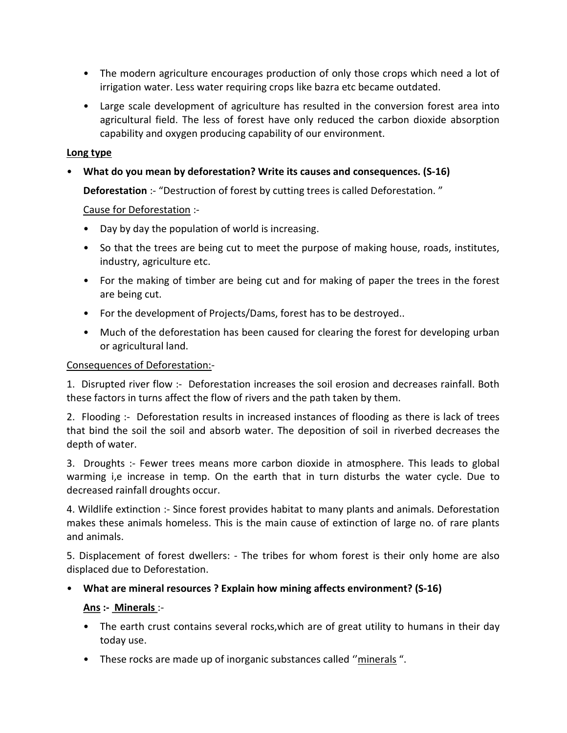- The modern agriculture encourages production of only those crops which need a lot of irrigation water. Less water requiring crops like bazra etc became outdated.
- Large scale development of agriculture has resulted in the conversion forest area into agricultural field. The less of forest have only reduced the carbon dioxide absorption capability and oxygen producing capability of our environment.

**Long type**

- **What do you mean by deforestation? Write its causes and consequences. (S-16)**

  **Deforestation** :- "Destruction of forest by cutting trees is called Deforestation. "

  Cause for Deforestation :-

  - Day by day the population of world is increasing.
  - So that the trees are being cut to meet the purpose of making house, roads, institutes, industry, agriculture etc.
  - For the making of timber are being cut and for making of paper the trees in the forest are being cut.
  - For the development of Projects/Dams, forest has to be destroyed..
  - Much of the deforestation has been caused for clearing the forest for developing urban or agricultural land.

Consequences of Deforestation:-

1. Disrupted river flow :- Deforestation increases the soil erosion and decreases rainfall. Both these factors in turns affect the flow of rivers and the path taken by them.

2. Flooding :- Deforestation results in increased instances of flooding as there is lack of trees that bind the soil the soil and absorb water. The deposition of soil in riverbed decreases the depth of water.

3. Droughts :- Fewer trees means more carbon dioxide in atmosphere. This leads to global warming i,e increase in temp. On the earth that in turn disturbs the water cycle. Due to decreased rainfall droughts occur.

4. Wildlife extinction :- Since forest provides habitat to many plants and animals. Deforestation makes these animals homeless. This is the main cause of extinction of large no. of rare plants and animals.

5. Displacement of forest dwellers: - The tribes for whom forest is their only home are also displaced due to Deforestation.

- **What are mineral resources ? Explain how mining affects environment? (S-16)**

  **Ans :- Minerals** :-

  - The earth crust contains several rocks,which are of great utility to humans in their day today use.
  - These rocks are made up of inorganic substances called ''minerals ".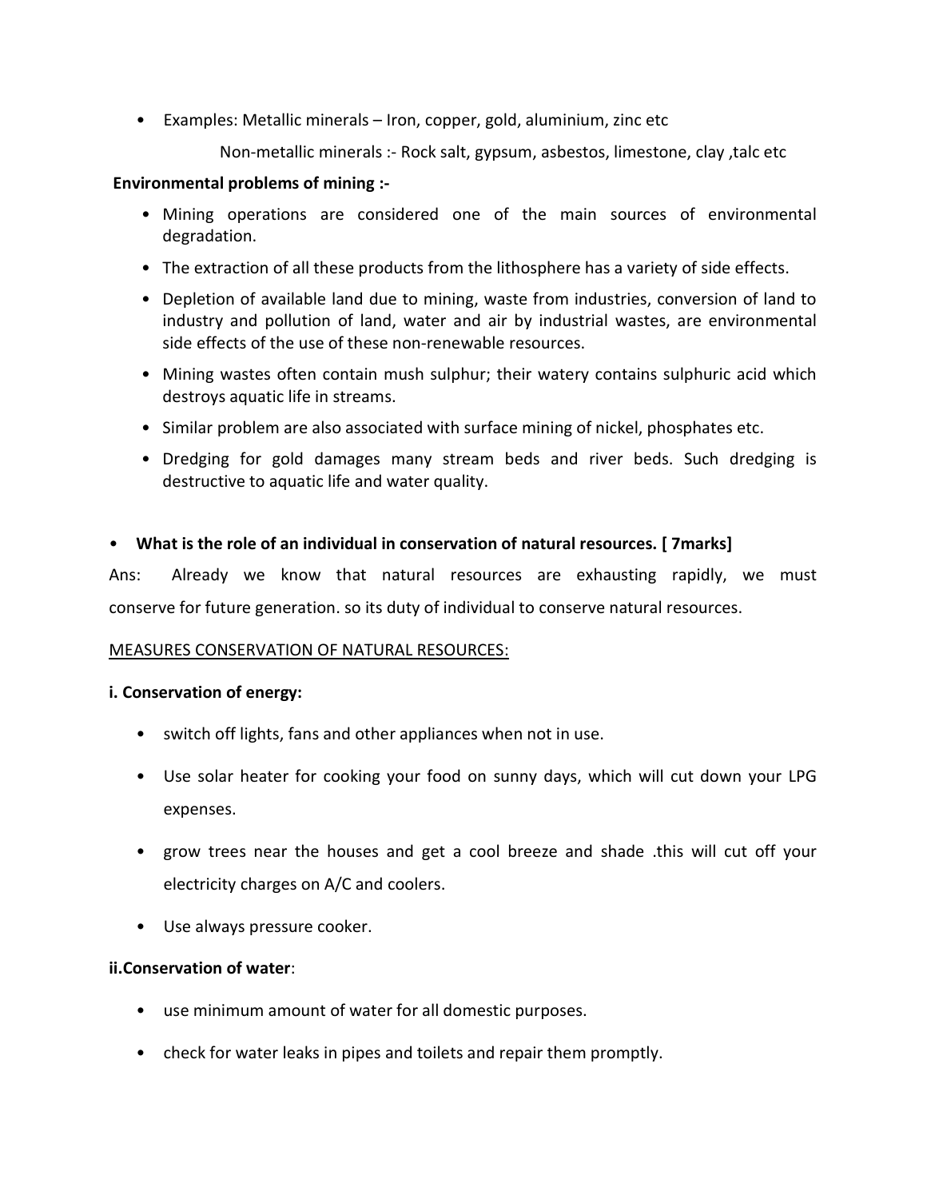- Examples: Metallic minerals – Iron, copper, gold, aluminium, zinc etc

  Non-metallic minerals :- Rock salt, gypsum, asbestos, limestone, clay ,talc etc

**Environmental problems of mining :-**

- Mining operations are considered one of the main sources of environmental degradation.
- The extraction of all these products from the lithosphere has a variety of side effects.
- Depletion of available land due to mining, waste from industries, conversion of land to industry and pollution of land, water and air by industrial wastes, are environmental side effects of the use of these non-renewable resources.
- Mining wastes often contain mush sulphur; their watery contains sulphuric acid which destroys aquatic life in streams.
- Similar problem are also associated with surface mining of nickel, phosphates etc.
- Dredging for gold damages many stream beds and river beds. Such dredging is destructive to aquatic life and water quality.

- **What is the role of an individual in conservation of natural resources. [ 7marks]**

Ans: Already we know that natural resources are exhausting rapidly, we must conserve for future generation. so its duty of individual to conserve natural resources.

<u>MEASURES CONSERVATION OF NATURAL RESOURCES:</u>

**i. Conservation of energy:**

- switch off lights, fans and other appliances when not in use.
- Use solar heater for cooking your food on sunny days, which will cut down your LPG expenses.
- grow trees near the houses and get a cool breeze and shade .this will cut off your electricity charges on A/C and coolers.
- Use always pressure cooker.

**ii.Conservation of water**:

- use minimum amount of water for all domestic purposes.
- check for water leaks in pipes and toilets and repair them promptly.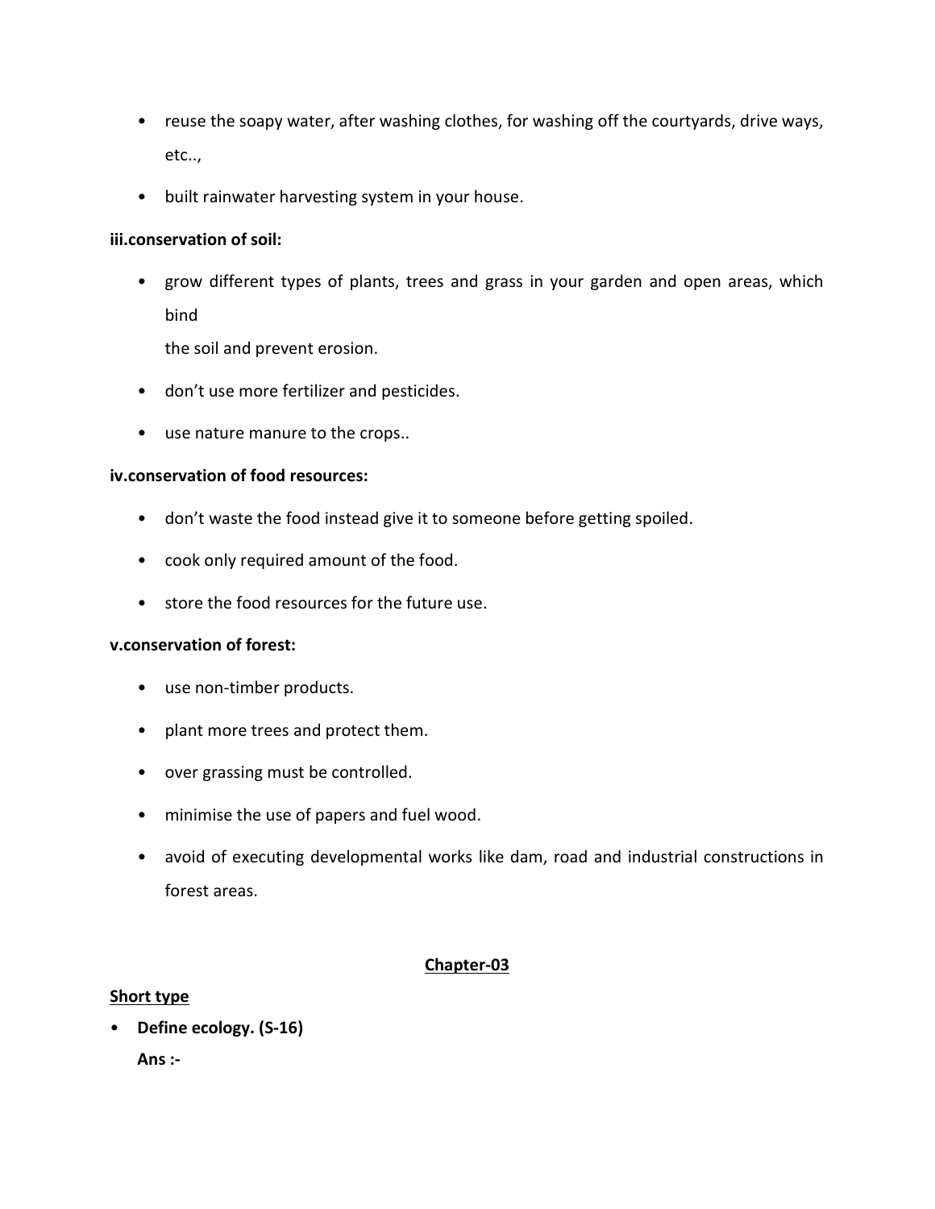- reuse the soapy water, after washing clothes, for washing off the courtyards, drive ways, etc..,
- built rainwater harvesting system in your house.

**iii.conservation of soil:**

- grow different types of plants, trees and grass in your garden and open areas, which bind
  the soil and prevent erosion.
- don't use more fertilizer and pesticides.
- use nature manure to the crops..

**iv.conservation of food resources:**

- don't waste the food instead give it to someone before getting spoiled.
- cook only required amount of the food.
- store the food resources for the future use.

**v.conservation of forest:**

- use non-timber products.
- plant more trees and protect them.
- over grassing must be controlled.
- minimise the use of papers and fuel wood.
- avoid of executing developmental works like dam, road and industrial constructions in forest areas.

## Chapter-03

**Short type**

- **Define ecology. (S-16)**

  **Ans :-**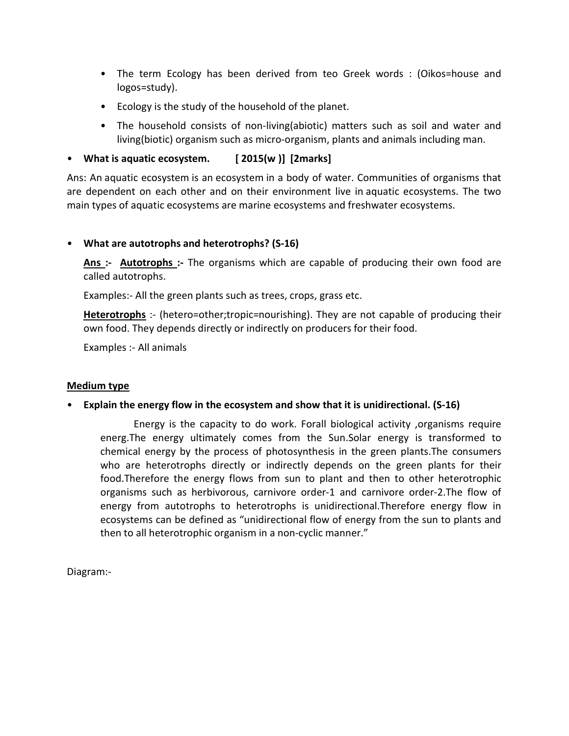- The term Ecology has been derived from teo Greek words : (Oikos=house and logos=study).
- Ecology is the study of the household of the planet.
- The household consists of non-living(abiotic) matters such as soil and water and living(biotic) organism such as micro-organism, plants and animals including man.

- **What is aquatic ecosystem. [ 2015(w )] [2marks]**

Ans: An aquatic ecosystem is an ecosystem in a body of water. Communities of organisms that are dependent on each other and on their environment live in aquatic ecosystems. The two main types of aquatic ecosystems are marine ecosystems and freshwater ecosystems.

- **What are autotrophs and heterotrophs? (S-16)**

  **<u>Ans :-</u>** **<u>Autotrophs :-</u>** The organisms which are capable of producing their own food are called autotrophs.

  Examples:- All the green plants such as trees, crops, grass etc.

  **<u>Heterotrophs</u>** :- (hetero=other;tropic=nourishing). They are not capable of producing their own food. They depends directly or indirectly on producers for their food.

  Examples :- All animals

**<u>Medium type</u>**

- **Explain the energy flow in the ecosystem and show that it is unidirectional. (S-16)**

  Energy is the capacity to do work. Forall biological activity ,organisms require energ.The energy ultimately comes from the Sun.Solar energy is transformed to chemical energy by the process of photosynthesis in the green plants.The consumers who are heterotrophs directly or indirectly depends on the green plants for their food.Therefore the energy flows from sun to plant and then to other heterotrophic organisms such as herbivorous, carnivore order-1 and carnivore order-2.The flow of energy from autotrophs to heterotrophs is unidirectional.Therefore energy flow in ecosystems can be defined as "unidirectional flow of energy from the sun to plants and then to all heterotrophic organism in a non-cyclic manner."

Diagram:-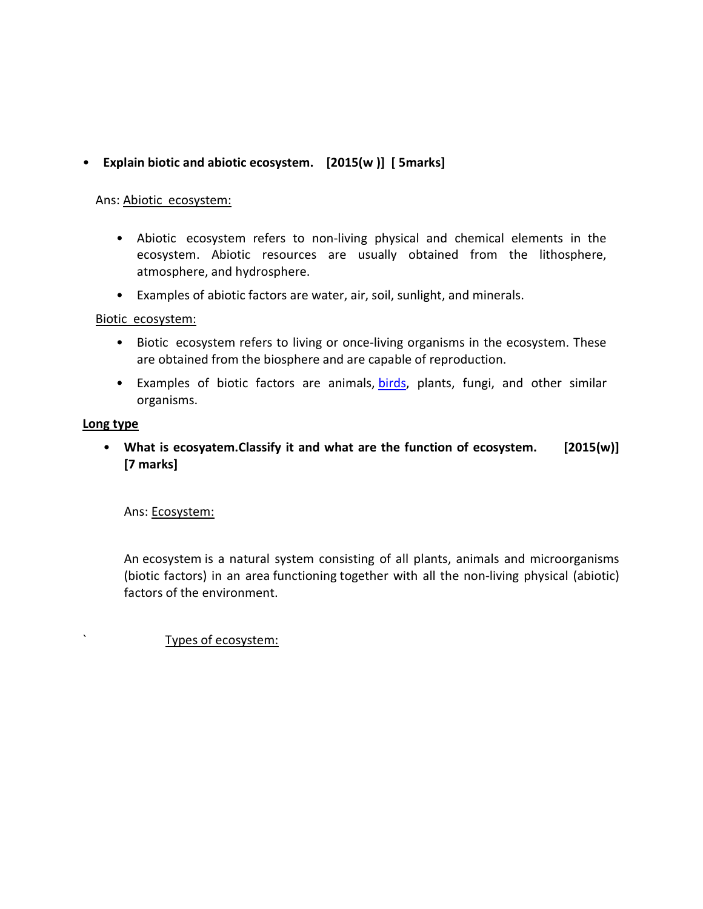- **Explain biotic and abiotic ecosystem. [2015(w )] [ 5marks]**

Ans: <u>Abiotic ecosystem:</u>

- Abiotic ecosystem refers to non-living physical and chemical elements in the ecosystem. Abiotic resources are usually obtained from the lithosphere, atmosphere, and hydrosphere.
- Examples of abiotic factors are water, air, soil, sunlight, and minerals.

<u>Biotic ecosystem:</u>

- Biotic ecosystem refers to living or once-living organisms in the ecosystem. These are obtained from the biosphere and are capable of reproduction.
- Examples of biotic factors are animals, birds, plants, fungi, and other similar organisms.

**<u>Long type</u>**

- **What is ecosyatem.Classify it and what are the function of ecosystem. [2015(w)] [7 marks]**

Ans: <u>Ecosystem:</u>

An ecosystem is a natural system consisting of all plants, animals and microorganisms (biotic factors) in an area functioning together with all the non-living physical (abiotic) factors of the environment.

` <u>Types of ecosystem:</u>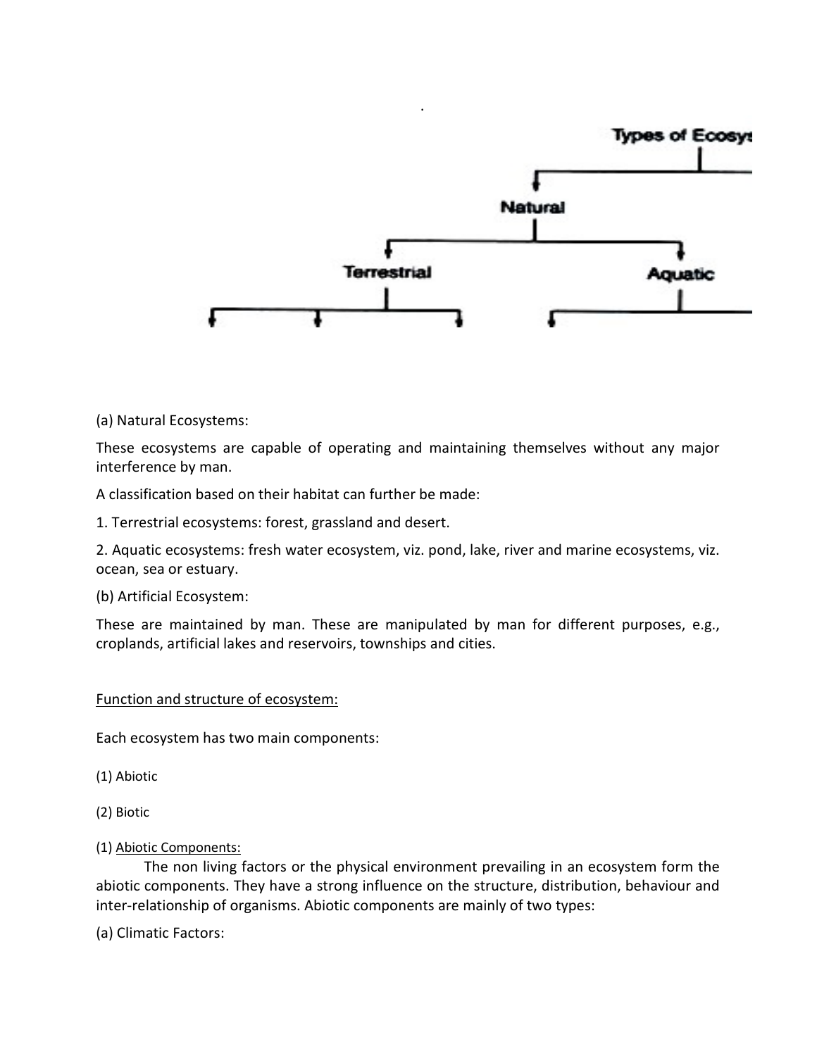Types of Ecosys

Natural

Terrestrial

Aquatic

(a) Natural Ecosystems:

These ecosystems are capable of operating and maintaining themselves without any major interference by man.

A classification based on their habitat can further be made:

1. Terrestrial ecosystems: forest, grassland and desert.

2. Aquatic ecosystems: fresh water ecosystem, viz. pond, lake, river and marine ecosystems, viz. ocean, sea or estuary.

(b) Artificial Ecosystem:

These are maintained by man. These are manipulated by man for different purposes, e.g., croplands, artificial lakes and reservoirs, townships and cities.

## Function and structure of ecosystem:

Each ecosystem has two main components:

(1) Abiotic

(2) Biotic

(1) Abiotic Components:

The non living factors or the physical environment prevailing in an ecosystem form the abiotic components. They have a strong influence on the structure, distribution, behaviour and inter-relationship of organisms. Abiotic components are mainly of two types:

(a) Climatic Factors: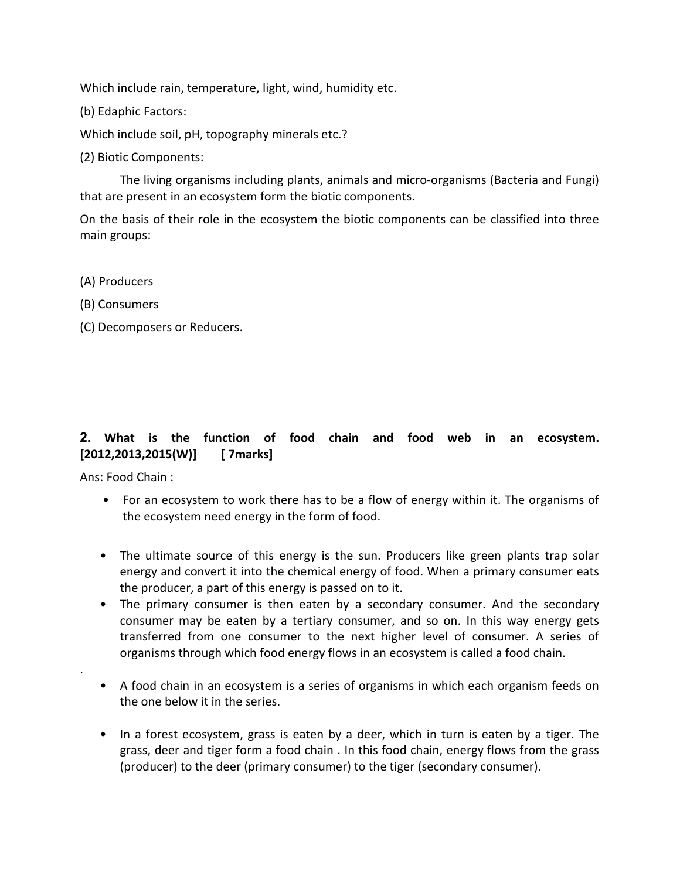Which include rain, temperature, light, wind, humidity etc.

(b) Edaphic Factors:

Which include soil, pH, topography minerals etc.?

(2) <u>Biotic Components:</u>

The living organisms including plants, animals and micro-organisms (Bacteria and Fungi) that are present in an ecosystem form the biotic components.

On the basis of their role in the ecosystem the biotic components can be classified into three main groups:

(A) Producers

(B) Consumers

(C) Decomposers or Reducers.

**2. What is the function of food chain and food web in an ecosystem. [2012,2013,2015(W)] [ 7marks]**

Ans: <u>Food Chain :</u>

- For an ecosystem to work there has to be a flow of energy within it. The organisms of the ecosystem need energy in the form of food.
- The ultimate source of this energy is the sun. Producers like green plants trap solar energy and convert it into the chemical energy of food. When a primary consumer eats the producer, a part of this energy is passed on to it.
- The primary consumer is then eaten by a secondary consumer. And the secondary consumer may be eaten by a tertiary consumer, and so on. In this way energy gets transferred from one consumer to the next higher level of consumer. A series of organisms through which food energy flows in an ecosystem is called a food chain.

.

- A food chain in an ecosystem is a series of organisms in which each organism feeds on the one below it in the series.
- In a forest ecosystem, grass is eaten by a deer, which in turn is eaten by a tiger. The grass, deer and tiger form a food chain . In this food chain, energy flows from the grass (producer) to the deer (primary consumer) to the tiger (secondary consumer).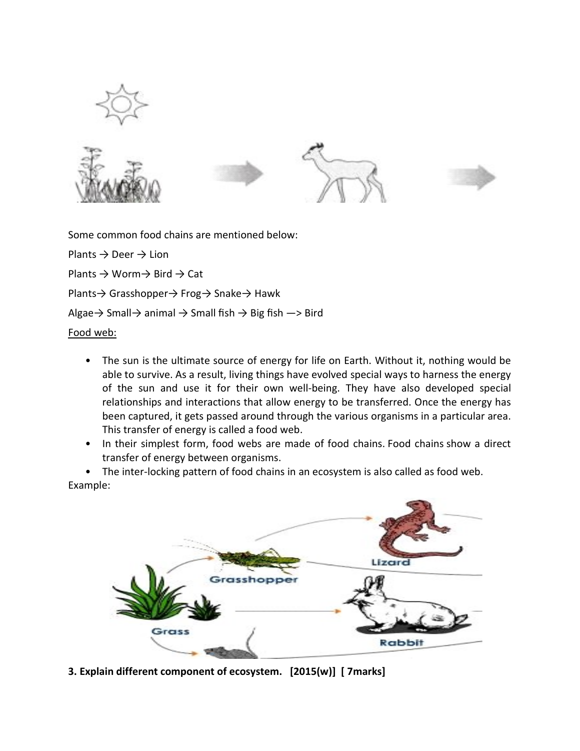Some common food chains are mentioned below:

Plants → Deer → Lion

Plants → Worm→ Bird → Cat

Plants→ Grasshopper→ Frog→ Snake→ Hawk

Algae→ Small→ animal → Small fish → Big fish —> Bird

<u>Food web:</u>

- The sun is the ultimate source of energy for life on Earth. Without it, nothing would be able to survive. As a result, living things have evolved special ways to harness the energy of the sun and use it for their own well-being. They have also developed special relationships and interactions that allow energy to be transferred. Once the energy has been captured, it gets passed around through the various organisms in a particular area. This transfer of energy is called a food web.
- In their simplest form, food webs are made of food chains. Food chains show a direct transfer of energy between organisms.
- The inter-locking pattern of food chains in an ecosystem is also called as food web.

Example:

**3. Explain different component of ecosystem. [2015(w)] [ 7marks]**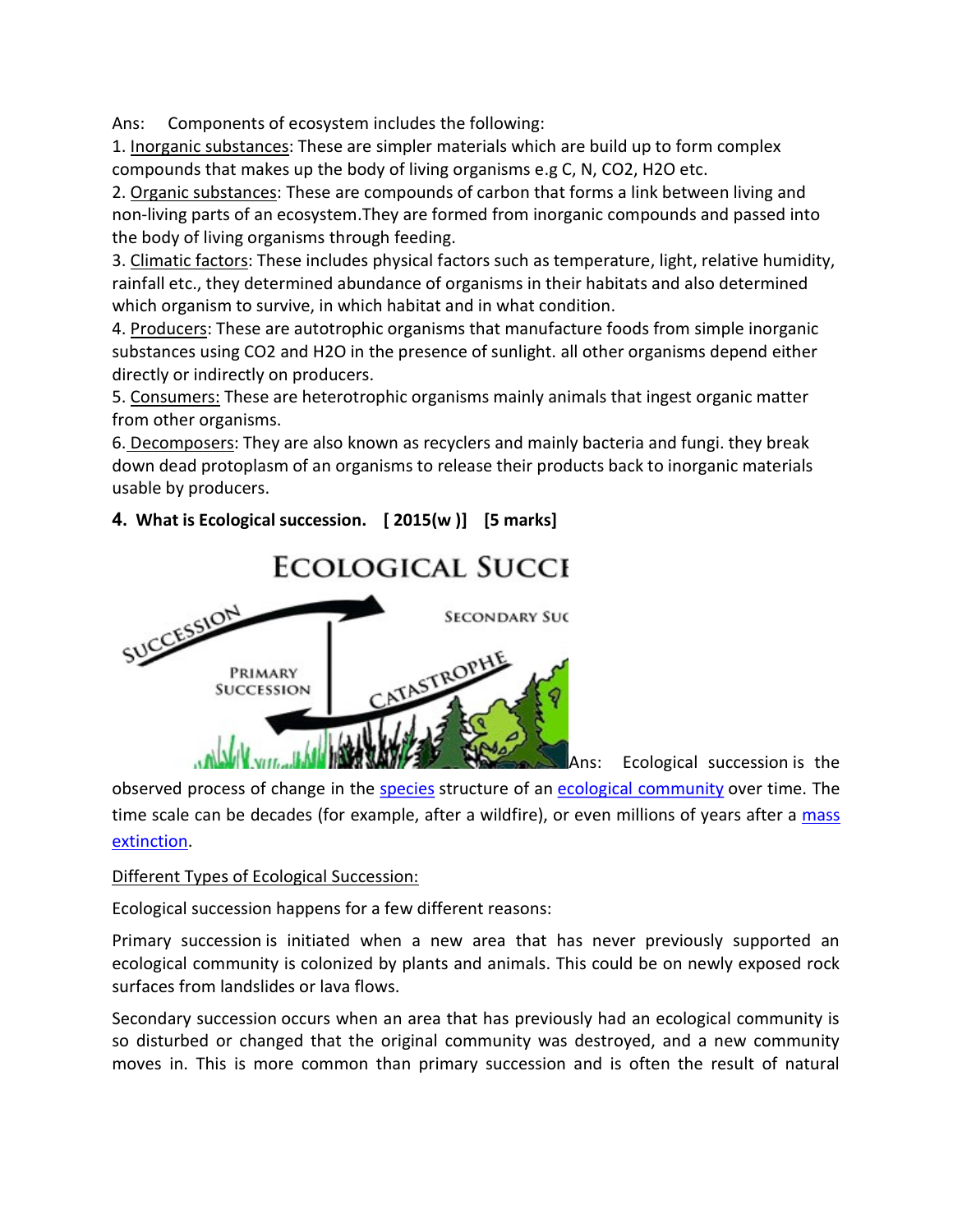Ans: Components of ecosystem includes the following:

1. Inorganic substances: These are simpler materials which are build up to form complex compounds that makes up the body of living organisms e.g C, N, $CO_2$, $H_2O$ etc.
2. Organic substances: These are compounds of carbon that forms a link between living and non-living parts of an ecosystem.They are formed from inorganic compounds and passed into the body of living organisms through feeding.
3. Climatic factors: These includes physical factors such as temperature, light, relative humidity, rainfall etc., they determined abundance of organisms in their habitats and also determined which organism to survive, in which habitat and in what condition.
4. Producers: These are autotrophic organisms that manufacture foods from simple inorganic substances using $CO_2$ and $H_2O$ in the presence of sunlight. all other organisms depend either directly or indirectly on producers.
5. Consumers: These are heterotrophic organisms mainly animals that ingest organic matter from other organisms.
6. Decomposers: They are also known as recyclers and mainly bacteria and fungi. they break down dead protoplasm of an organisms to release their products back to inorganic materials usable by producers.

**4. What is Ecological succession. [ 2015(w )] [5 marks]**

Ans: Ecological succession is the observed process of change in the species structure of an ecological community over time. The time scale can be decades (for example, after a wildfire), or even millions of years after a mass extinction.

Different Types of Ecological Succession:

Ecological succession happens for a few different reasons:

Primary succession is initiated when a new area that has never previously supported an ecological community is colonized by plants and animals. This could be on newly exposed rock surfaces from landslides or lava flows.

Secondary succession occurs when an area that has previously had an ecological community is so disturbed or changed that the original community was destroyed, and a new community moves in. This is more common than primary succession and is often the result of natural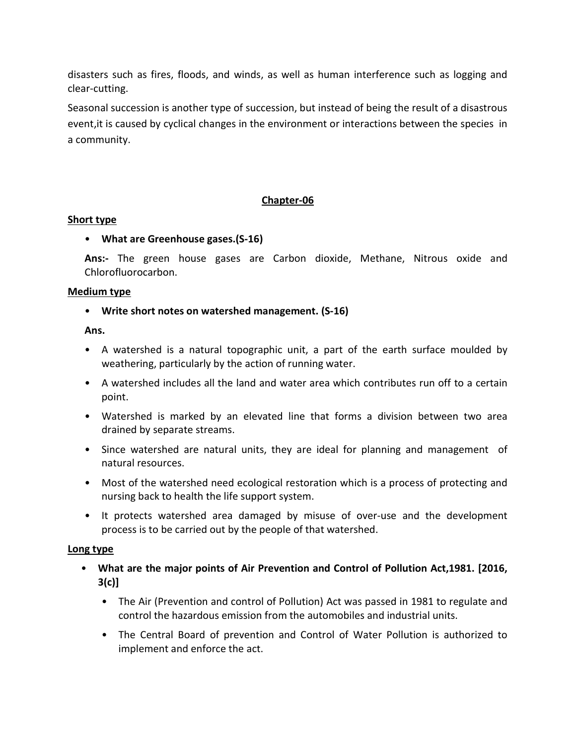disasters such as fires, floods, and winds, as well as human interference such as logging and clear-cutting.

Seasonal succession is another type of succession, but instead of being the result of a disastrous event,it is caused by cyclical changes in the environment or interactions between the species in a community.

## Chapter-06

### Short type

- **What are Greenhouse gases.(S-16)**

  **Ans:-** The green house gases are Carbon dioxide, Methane, Nitrous oxide and Chlorofluorocarbon.

### Medium type

- **Write short notes on watershed management. (S-16)**

  **Ans.**

- A watershed is a natural topographic unit, a part of the earth surface moulded by weathering, particularly by the action of running water.
- A watershed includes all the land and water area which contributes run off to a certain point.
- Watershed is marked by an elevated line that forms a division between two area drained by separate streams.
- Since watershed are natural units, they are ideal for planning and management of natural resources.
- Most of the watershed need ecological restoration which is a process of protecting and nursing back to health the life support system.
- It protects watershed area damaged by misuse of over-use and the development process is to be carried out by the people of that watershed.

### Long type

- **What are the major points of Air Prevention and Control of Pollution Act,1981. [2016, 3(c)]**
  - The Air (Prevention and control of Pollution) Act was passed in 1981 to regulate and control the hazardous emission from the automobiles and industrial units.
  - The Central Board of prevention and Control of Water Pollution is authorized to implement and enforce the act.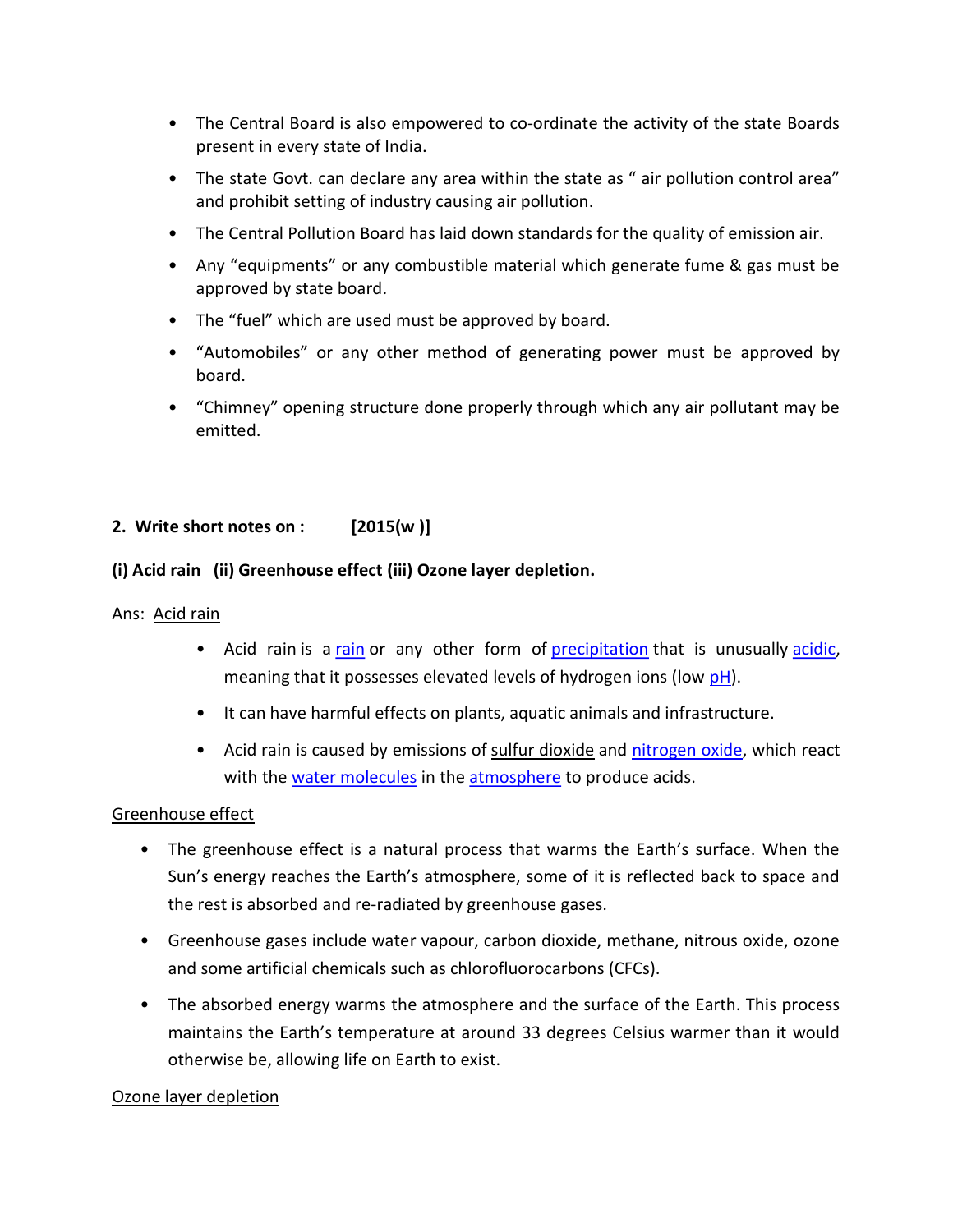- The Central Board is also empowered to co-ordinate the activity of the state Boards present in every state of India.
- The state Govt. can declare any area within the state as " air pollution control area" and prohibit setting of industry causing air pollution.
- The Central Pollution Board has laid down standards for the quality of emission air.
- Any "equipments" or any combustible material which generate fume & gas must be approved by state board.
- The "fuel" which are used must be approved by board.
- "Automobiles" or any other method of generating power must be approved by board.
- "Chimney" opening structure done properly through which any air pollutant may be emitted.

**2. Write short notes on : [2015(w )]**

**(i) Acid rain (ii) Greenhouse effect (iii) Ozone layer depletion.**

Ans: <u>Acid rain</u>

- Acid rain is a rain or any other form of precipitation that is unusually acidic, meaning that it possesses elevated levels of hydrogen ions (low pH).
- It can have harmful effects on plants, aquatic animals and infrastructure.
- Acid rain is caused by emissions of sulfur dioxide and nitrogen oxide, which react with the water molecules in the atmosphere to produce acids.

<u>Greenhouse effect</u>

- The greenhouse effect is a natural process that warms the Earth's surface. When the Sun's energy reaches the Earth's atmosphere, some of it is reflected back to space and the rest is absorbed and re-radiated by greenhouse gases.
- Greenhouse gases include water vapour, carbon dioxide, methane, nitrous oxide, ozone and some artificial chemicals such as chlorofluorocarbons (CFCs).
- The absorbed energy warms the atmosphere and the surface of the Earth. This process maintains the Earth's temperature at around 33 degrees Celsius warmer than it would otherwise be, allowing life on Earth to exist.

<u>Ozone layer depletion</u>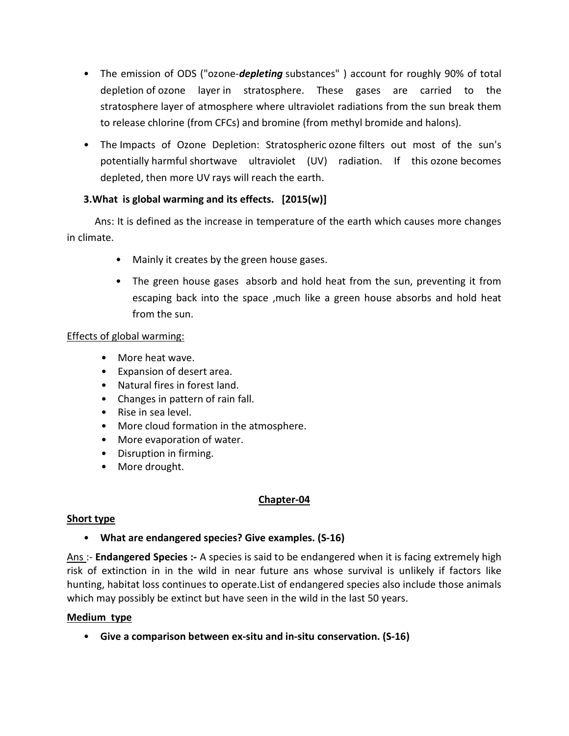- The emission of ODS ("ozone-***depleting*** substances" ) account for roughly 90% of total depletion of ozone layer in stratosphere. These gases are carried to the stratosphere layer of atmosphere where ultraviolet radiations from the sun break them to release chlorine (from CFCs) and bromine (from methyl bromide and halons).

- The Impacts of Ozone Depletion: Stratospheric ozone filters out most of the sun's potentially harmful shortwave ultraviolet (UV) radiation. If this ozone becomes depleted, then more UV rays will reach the earth.

**3.What is global warming and its effects. [2015(w)]**

Ans: It is defined as the increase in temperature of the earth which causes more changes in climate.

- Mainly it creates by the green house gases.
- The green house gases absorb and hold heat from the sun, preventing it from escaping back into the space ,much like a green house absorbs and hold heat from the sun.

Effects of global warming:

- More heat wave.
- Expansion of desert area.
- Natural fires in forest land.
- Changes in pattern of rain fall.
- Rise in sea level.
- More cloud formation in the atmosphere.
- More evaporation of water.
- Disruption in firming.
- More drought.

## Chapter-04

### Short type

- **What are endangered species? Give examples. (S-16)**

Ans :- **Endangered Species :-** A species is said to be endangered when it is facing extremely high risk of extinction in in the wild in near future ans whose survival is unlikely if factors like hunting, habitat loss continues to operate.List of endangered species also include those animals which may possibly be extinct but have seen in the wild in the last 50 years.

### Medium type

- **Give a comparison between ex-situ and in-situ conservation. (S-16)**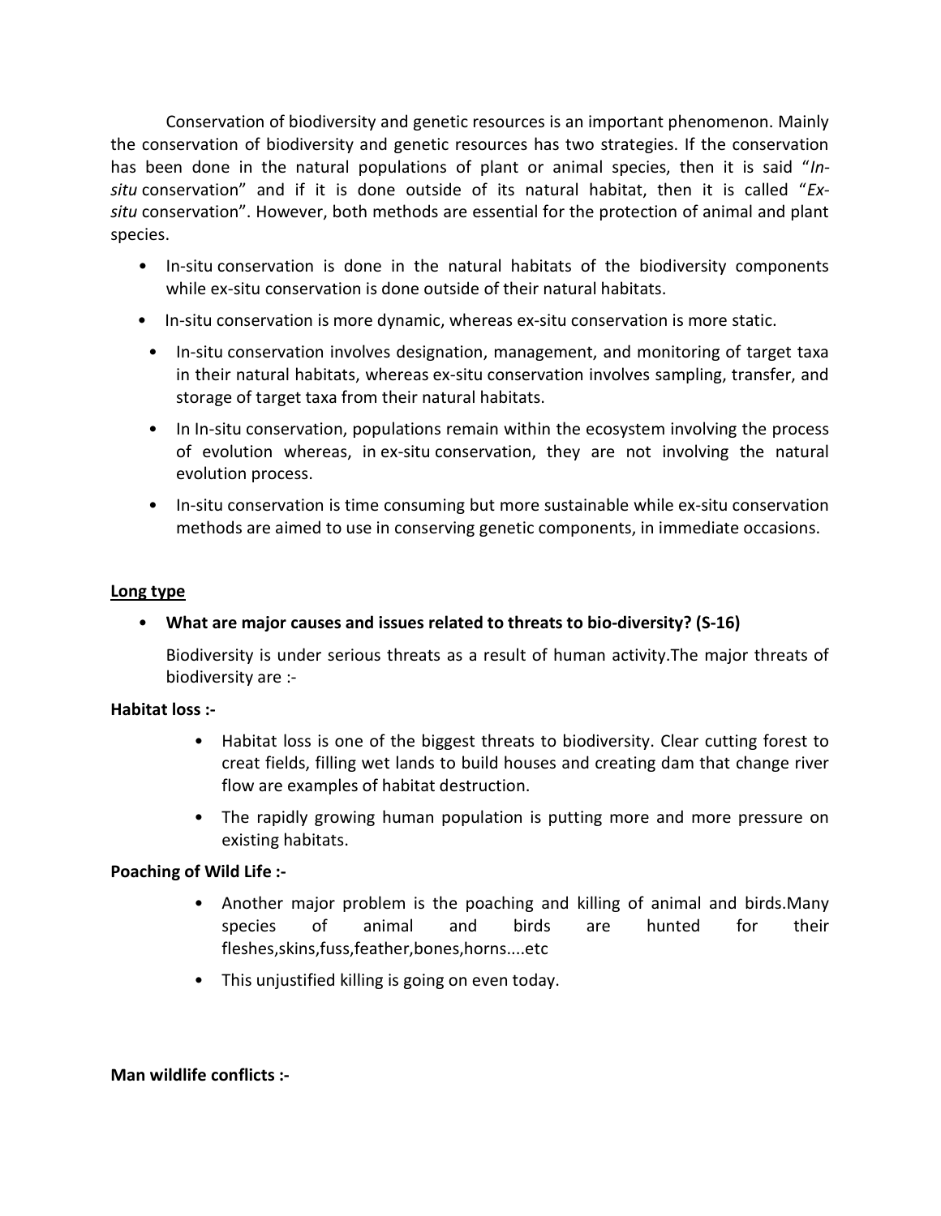Conservation of biodiversity and genetic resources is an important phenomenon. Mainly the conservation of biodiversity and genetic resources has two strategies. If the conservation has been done in the natural populations of plant or animal species, then it is said "*In-situ* conservation" and if it is done outside of its natural habitat, then it is called "*Ex-situ* conservation". However, both methods are essential for the protection of animal and plant species.

- In-situ conservation is done in the natural habitats of the biodiversity components while ex-situ conservation is done outside of their natural habitats.
- In-situ conservation is more dynamic, whereas ex-situ conservation is more static.
- In-situ conservation involves designation, management, and monitoring of target taxa in their natural habitats, whereas ex-situ conservation involves sampling, transfer, and storage of target taxa from their natural habitats.
- In In-situ conservation, populations remain within the ecosystem involving the process of evolution whereas, in ex-situ conservation, they are not involving the natural evolution process.
- In-situ conservation is time consuming but more sustainable while ex-situ conservation methods are aimed to use in conserving genetic components, in immediate occasions.

<u>**Long type**</u>

- **What are major causes and issues related to threats to bio-diversity? (S-16)**

  Biodiversity is under serious threats as a result of human activity.The major threats of biodiversity are :-

**Habitat loss :-**

- Habitat loss is one of the biggest threats to biodiversity. Clear cutting forest to creat fields, filling wet lands to build houses and creating dam that change river flow are examples of habitat destruction.
- The rapidly growing human population is putting more and more pressure on existing habitats.

**Poaching of Wild Life :-**

- Another major problem is the poaching and killing of animal and birds.Many species of animal and birds are hunted for their fleshes,skins,fuss,feather,bones,horns....etc
- This unjustified killing is going on even today.

**Man wildlife conflicts :-**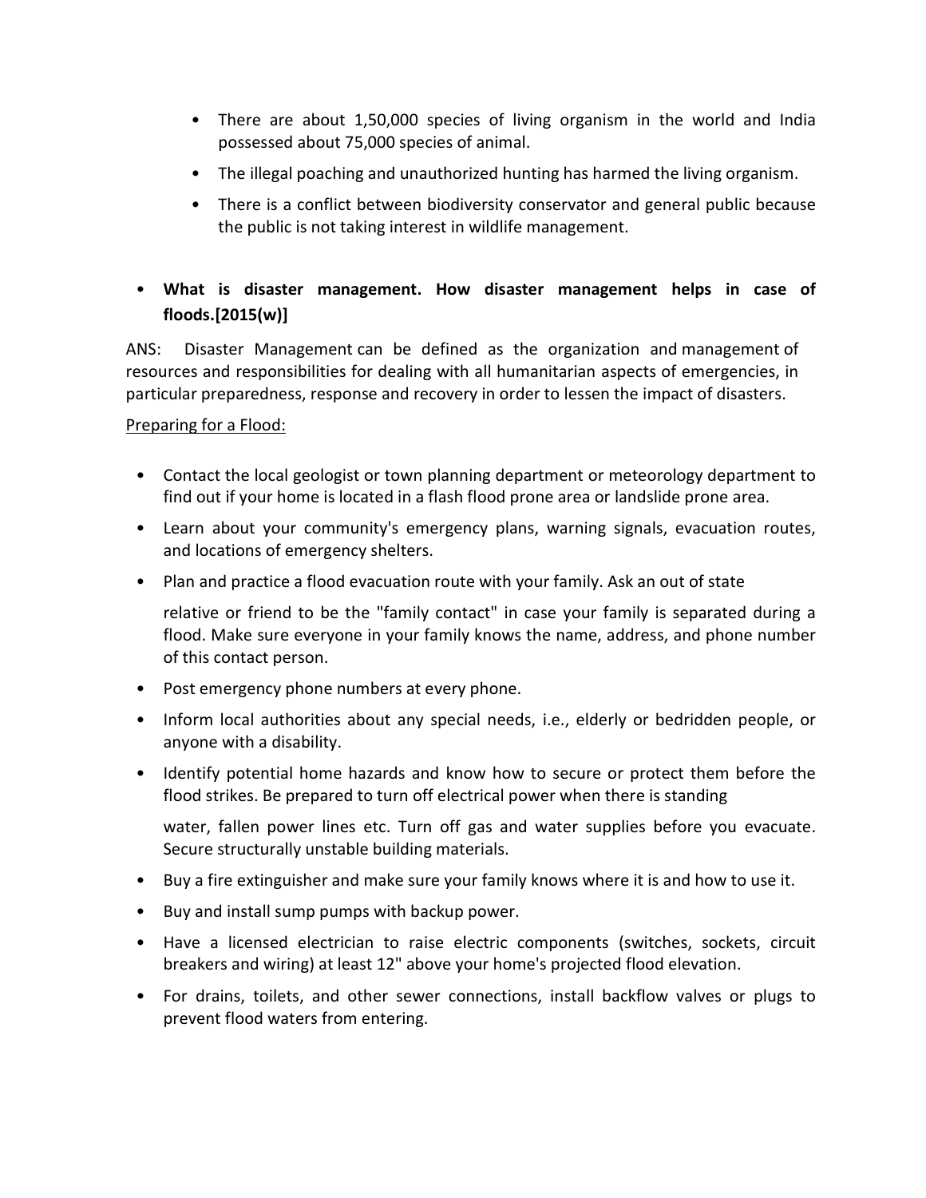- There are about 1,50,000 species of living organism in the world and India possessed about 75,000 species of animal.
- The illegal poaching and unauthorized hunting has harmed the living organism.
- There is a conflict between biodiversity conservator and general public because the public is not taking interest in wildlife management.

- **What is disaster management. How disaster management helps in case of floods.[2015(w)]**

ANS: Disaster Management can be defined as the organization and management of resources and responsibilities for dealing with all humanitarian aspects of emergencies, in particular preparedness, response and recovery in order to lessen the impact of disasters.

<u>Preparing for a Flood:</u>

- Contact the local geologist or town planning department or meteorology department to find out if your home is located in a flash flood prone area or landslide prone area.
- Learn about your community's emergency plans, warning signals, evacuation routes, and locations of emergency shelters.
- Plan and practice a flood evacuation route with your family. Ask an out of state

  relative or friend to be the "family contact" in case your family is separated during a flood. Make sure everyone in your family knows the name, address, and phone number of this contact person.
- Post emergency phone numbers at every phone.
- Inform local authorities about any special needs, i.e., elderly or bedridden people, or anyone with a disability.
- Identify potential home hazards and know how to secure or protect them before the flood strikes. Be prepared to turn off electrical power when there is standing

  water, fallen power lines etc. Turn off gas and water supplies before you evacuate. Secure structurally unstable building materials.
- Buy a fire extinguisher and make sure your family knows where it is and how to use it.
- Buy and install sump pumps with backup power.
- Have a licensed electrician to raise electric components (switches, sockets, circuit breakers and wiring) at least 12" above your home's projected flood elevation.
- For drains, toilets, and other sewer connections, install backflow valves or plugs to prevent flood waters from entering.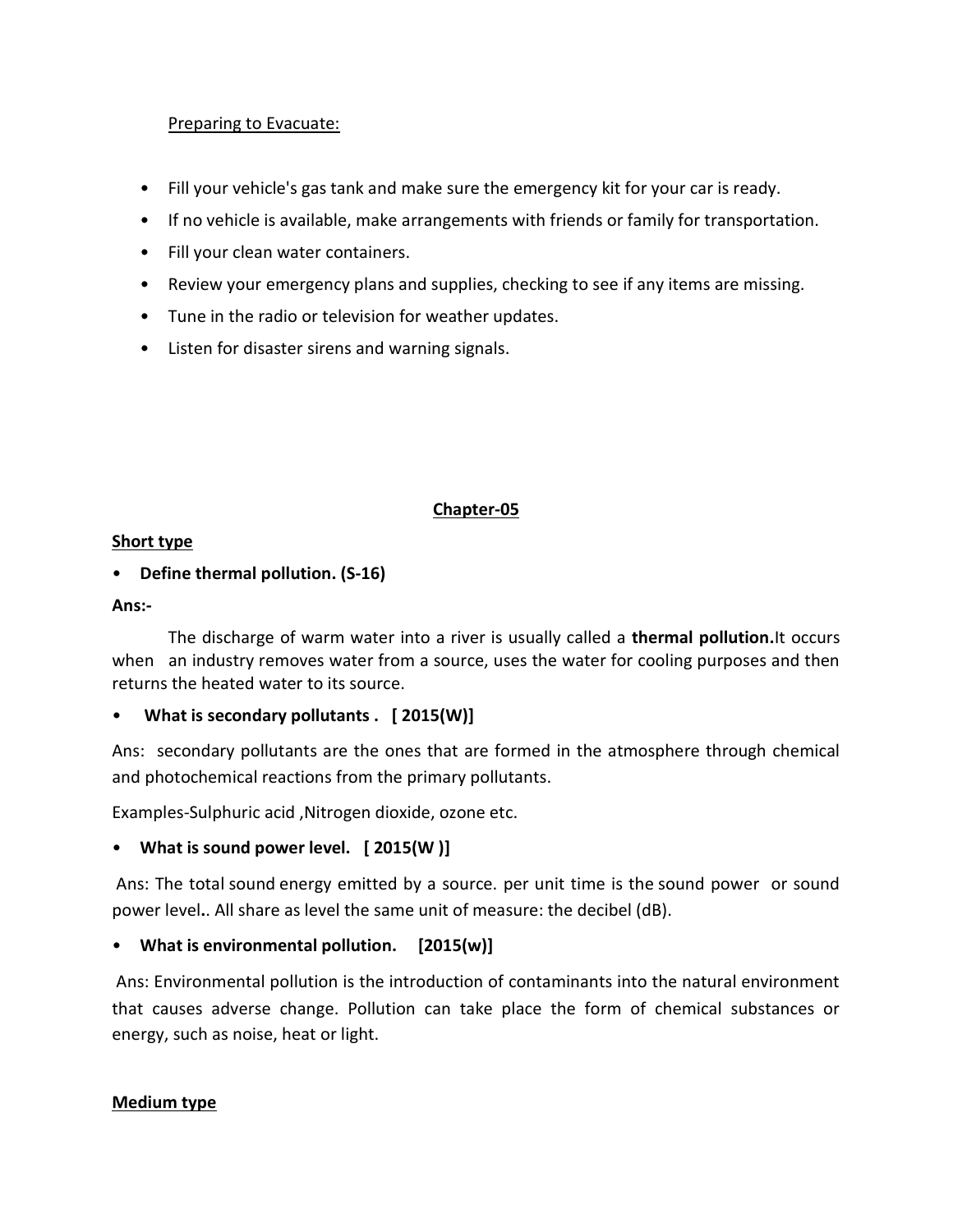Preparing to Evacuate:

- Fill your vehicle's gas tank and make sure the emergency kit for your car is ready.
- If no vehicle is available, make arrangements with friends or family for transportation.
- Fill your clean water containers.
- Review your emergency plans and supplies, checking to see if any items are missing.
- Tune in the radio or television for weather updates.
- Listen for disaster sirens and warning signals.

## Chapter-05

**Short type**

- **Define thermal pollution. (S-16)**

**Ans:-**

The discharge of warm water into a river is usually called a **thermal pollution.**It occurs when an industry removes water from a source, uses the water for cooling purposes and then returns the heated water to its source.

- **What is secondary pollutants . [ 2015(W)]**

Ans: secondary pollutants are the ones that are formed in the atmosphere through chemical and photochemical reactions from the primary pollutants.

Examples-Sulphuric acid ,Nitrogen dioxide, ozone etc.

- **What is sound power level. [ 2015(W )]**

Ans: The total sound energy emitted by a source. per unit time is the sound power or sound power level.. All share as level the same unit of measure: the decibel (dB).

- **What is environmental pollution. [2015(w)]**

Ans: Environmental pollution is the introduction of contaminants into the natural environment that causes adverse change. Pollution can take place the form of chemical substances or energy, such as noise, heat or light.

**Medium type**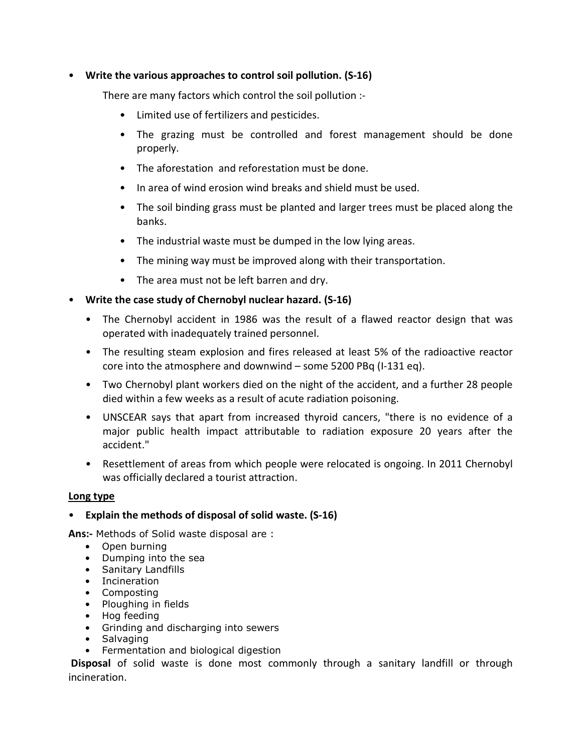- **Write the various approaches to control soil pollution. (S-16)**

  There are many factors which control the soil pollution :-

  - Limited use of fertilizers and pesticides.
  - The grazing must be controlled and forest management should be done properly.
  - The aforestation and reforestation must be done.
  - In area of wind erosion wind breaks and shield must be used.
  - The soil binding grass must be planted and larger trees must be placed along the banks.
  - The industrial waste must be dumped in the low lying areas.
  - The mining way must be improved along with their transportation.
  - The area must not be left barren and dry.

- **Write the case study of Chernobyl nuclear hazard. (S-16)**

  - The Chernobyl accident in 1986 was the result of a flawed reactor design that was operated with inadequately trained personnel.
  - The resulting steam explosion and fires released at least 5% of the radioactive reactor core into the atmosphere and downwind – some 5200 PBq (I-131 eq).
  - Two Chernobyl plant workers died on the night of the accident, and a further 28 people died within a few weeks as a result of acute radiation poisoning.
  - UNSCEAR says that apart from increased thyroid cancers, "there is no evidence of a major public health impact attributable to radiation exposure 20 years after the accident."
  - Resettlement of areas from which people were relocated is ongoing. In 2011 Chernobyl was officially declared a tourist attraction.

**<u>Long type</u>**

- **Explain the methods of disposal of solid waste. (S-16)**

**Ans:-** Methods of Solid waste disposal are :

- Open burning
- Dumping into the sea
- Sanitary Landfills
- Incineration
- Composting
- Ploughing in fields
- Hog feeding
- Grinding and discharging into sewers
- Salvaging
- Fermentation and biological digestion

**Disposal** of solid waste is done most commonly through a sanitary landfill or through incineration.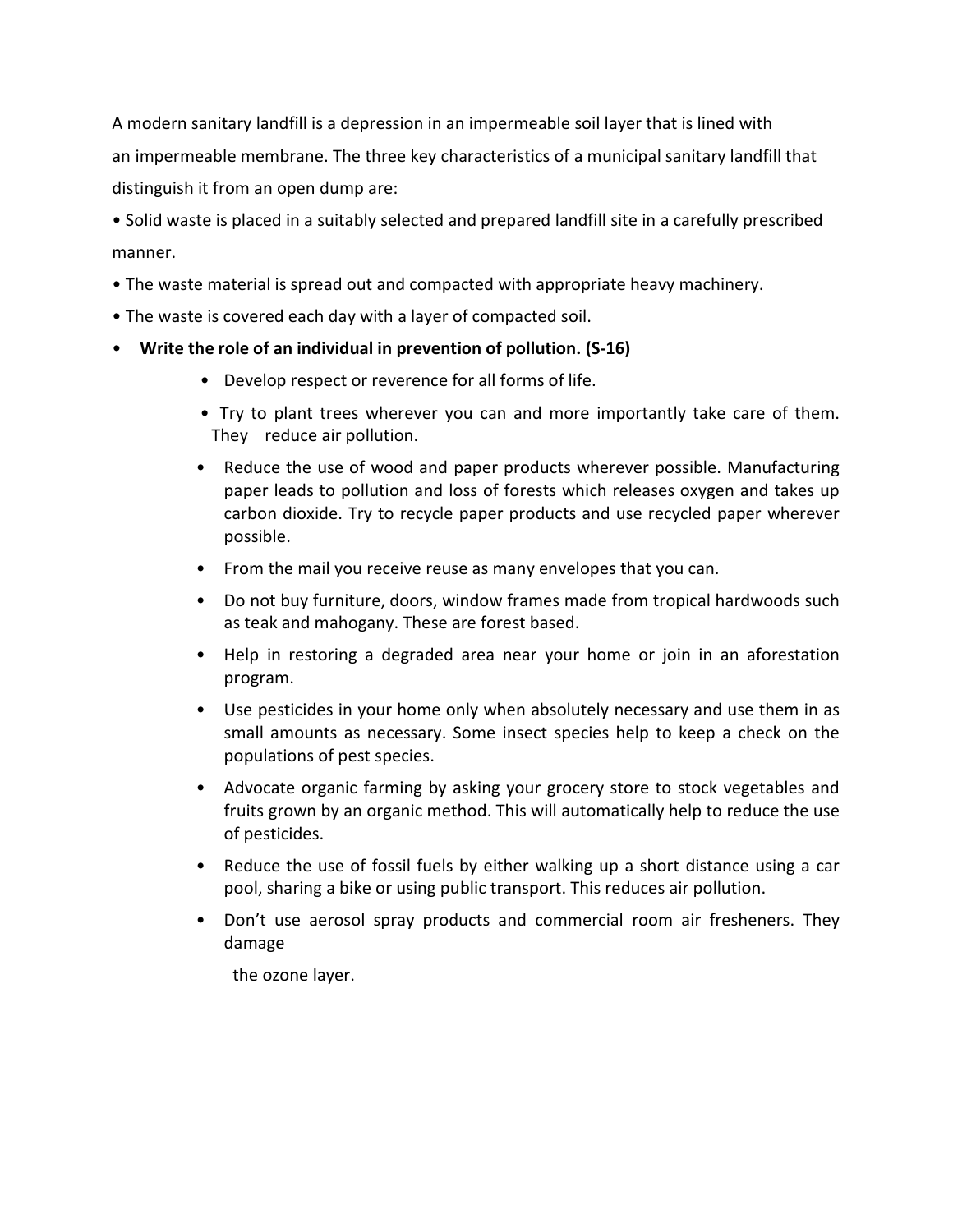A modern sanitary landfill is a depression in an impermeable soil layer that is lined with an impermeable membrane. The three key characteristics of a municipal sanitary landfill that distinguish it from an open dump are:

- Solid waste is placed in a suitably selected and prepared landfill site in a carefully prescribed manner.
- The waste material is spread out and compacted with appropriate heavy machinery.
- The waste is covered each day with a layer of compacted soil.

- **Write the role of an individual in prevention of pollution. (S-16)**
  - Develop respect or reverence for all forms of life.
  - Try to plant trees wherever you can and more importantly take care of them. They reduce air pollution.
  - Reduce the use of wood and paper products wherever possible. Manufacturing paper leads to pollution and loss of forests which releases oxygen and takes up carbon dioxide. Try to recycle paper products and use recycled paper wherever possible.
  - From the mail you receive reuse as many envelopes that you can.
  - Do not buy furniture, doors, window frames made from tropical hardwoods such as teak and mahogany. These are forest based.
  - Help in restoring a degraded area near your home or join in an aforestation program.
  - Use pesticides in your home only when absolutely necessary and use them in as small amounts as necessary. Some insect species help to keep a check on the populations of pest species.
  - Advocate organic farming by asking your grocery store to stock vegetables and fruits grown by an organic method. This will automatically help to reduce the use of pesticides.
  - Reduce the use of fossil fuels by either walking up a short distance using a car pool, sharing a bike or using public transport. This reduces air pollution.
  - Don't use aerosol spray products and commercial room air fresheners. They damage the ozone layer.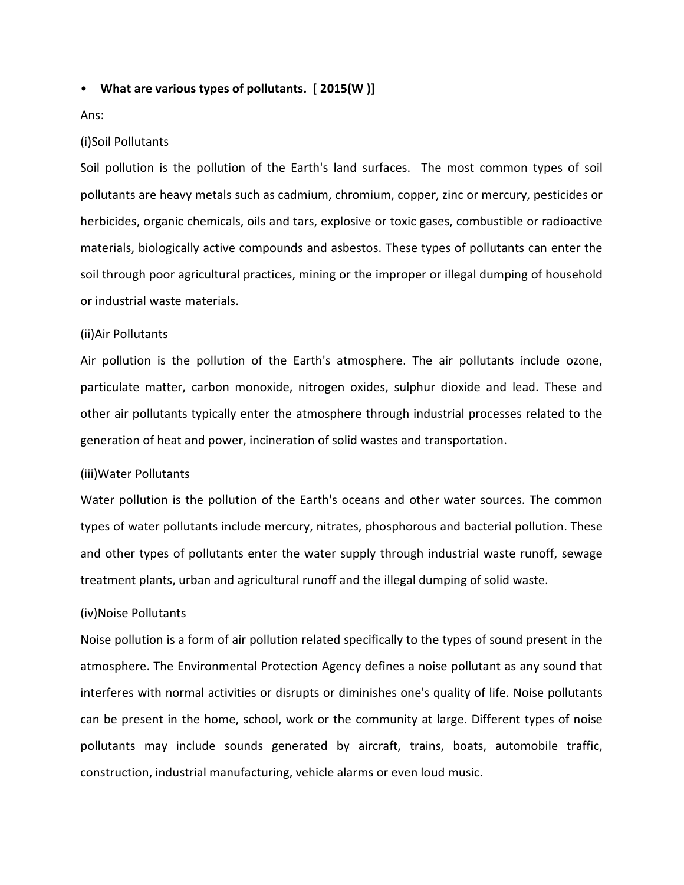- **What are various types of pollutants. [ 2015(W )]**

Ans:

(i)Soil Pollutants

Soil pollution is the pollution of the Earth's land surfaces. The most common types of soil pollutants are heavy metals such as cadmium, chromium, copper, zinc or mercury, pesticides or herbicides, organic chemicals, oils and tars, explosive or toxic gases, combustible or radioactive materials, biologically active compounds and asbestos. These types of pollutants can enter the soil through poor agricultural practices, mining or the improper or illegal dumping of household or industrial waste materials.

(ii)Air Pollutants

Air pollution is the pollution of the Earth's atmosphere. The air pollutants include ozone, particulate matter, carbon monoxide, nitrogen oxides, sulphur dioxide and lead. These and other air pollutants typically enter the atmosphere through industrial processes related to the generation of heat and power, incineration of solid wastes and transportation.

(iii)Water Pollutants

Water pollution is the pollution of the Earth's oceans and other water sources. The common types of water pollutants include mercury, nitrates, phosphorous and bacterial pollution. These and other types of pollutants enter the water supply through industrial waste runoff, sewage treatment plants, urban and agricultural runoff and the illegal dumping of solid waste.

(iv)Noise Pollutants

Noise pollution is a form of air pollution related specifically to the types of sound present in the atmosphere. The Environmental Protection Agency defines a noise pollutant as any sound that interferes with normal activities or disrupts or diminishes one's quality of life. Noise pollutants can be present in the home, school, work or the community at large. Different types of noise pollutants may include sounds generated by aircraft, trains, boats, automobile traffic, construction, industrial manufacturing, vehicle alarms or even loud music.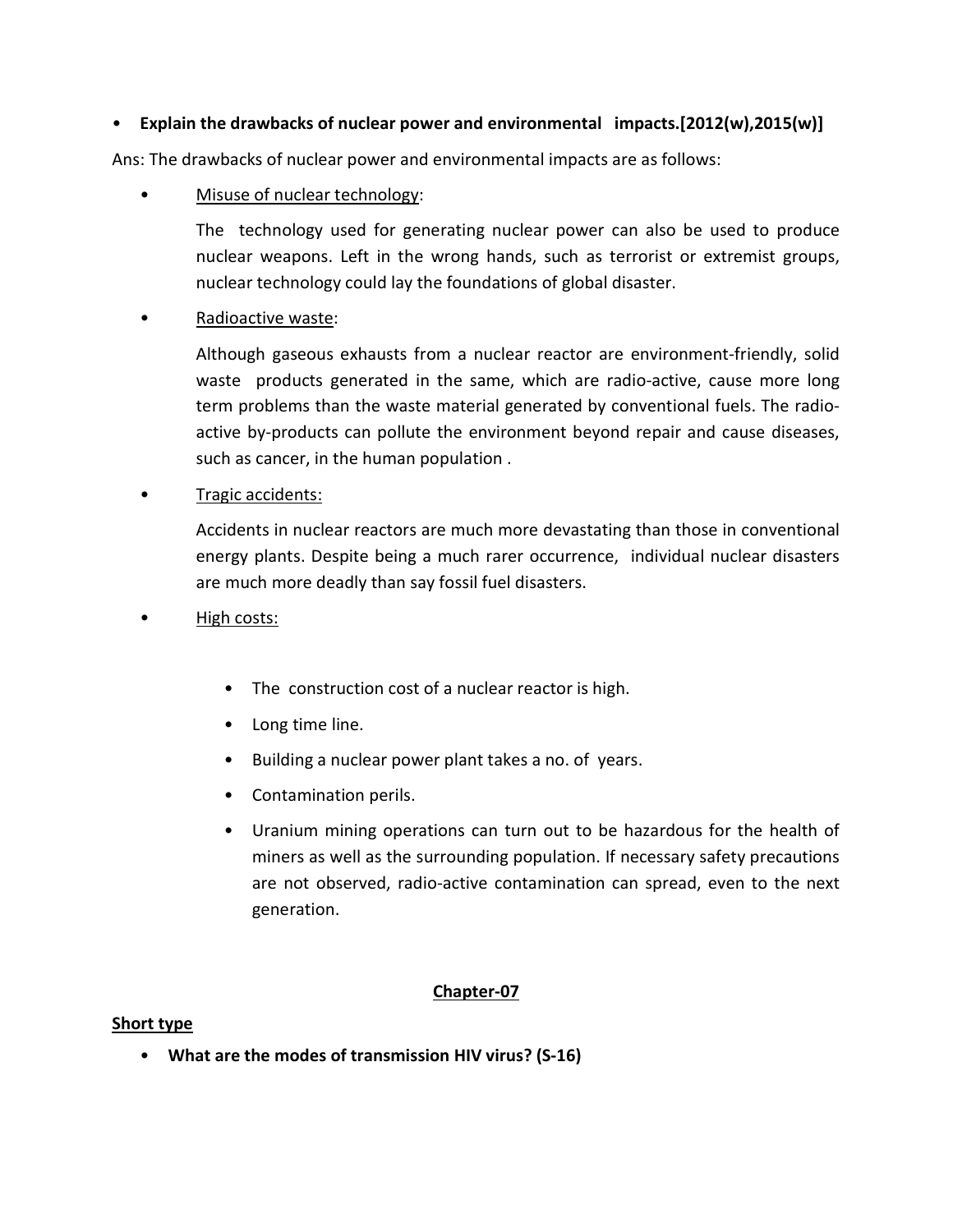- **Explain the drawbacks of nuclear power and environmental impacts.[2012(w),2015(w)]**

Ans: The drawbacks of nuclear power and environmental impacts are as follows:

- <u>Misuse of nuclear technology</u>:

  The technology used for generating nuclear power can also be used to produce nuclear weapons. Left in the wrong hands, such as terrorist or extremist groups, nuclear technology could lay the foundations of global disaster.

- <u>Radioactive waste</u>:

  Although gaseous exhausts from a nuclear reactor are environment-friendly, solid waste products generated in the same, which are radio-active, cause more long term problems than the waste material generated by conventional fuels. The radio-active by-products can pollute the environment beyond repair and cause diseases, such as cancer, in the human population .

- <u>Tragic accidents:</u>

  Accidents in nuclear reactors are much more devastating than those in conventional energy plants. Despite being a much rarer occurrence, individual nuclear disasters are much more deadly than say fossil fuel disasters.

- <u>High costs:</u>

  - The construction cost of a nuclear reactor is high.
  - Long time line.
  - Building a nuclear power plant takes a no. of years.
  - Contamination perils.
  - Uranium mining operations can turn out to be hazardous for the health of miners as well as the surrounding population. If necessary safety precautions are not observed, radio-active contamination can spread, even to the next generation.

## <u>Chapter-07</u>

### <u>Short type</u>

- **What are the modes of transmission HIV virus? (S-16)**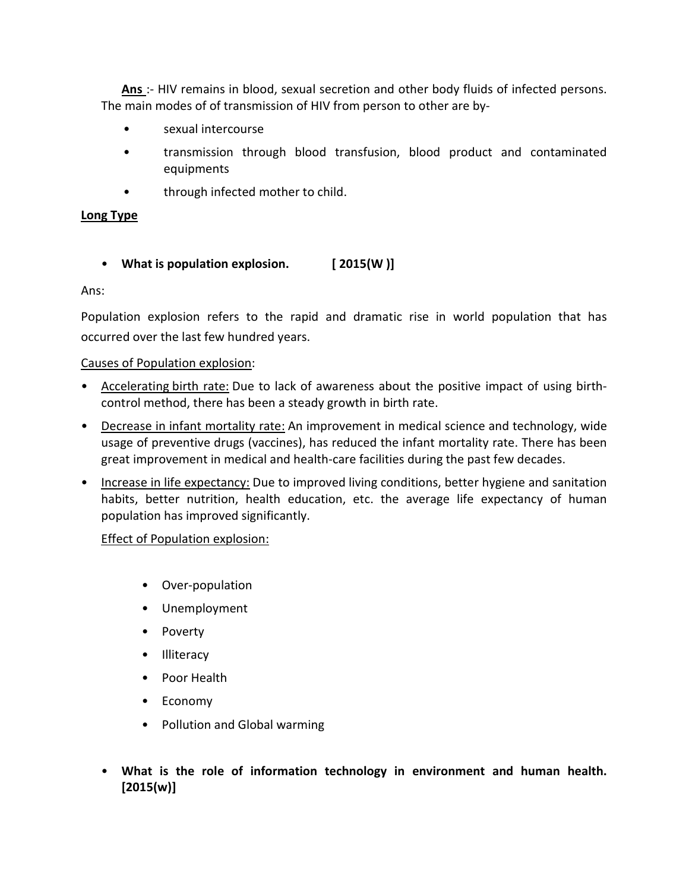**Ans** :- HIV remains in blood, sexual secretion and other body fluids of infected persons. The main modes of of transmission of HIV from person to other are by-

- sexual intercourse
- transmission through blood transfusion, blood product and contaminated equipments
- through infected mother to child.

**Long Type**

- **What is population explosion. [ 2015(W )]**

Ans:

Population explosion refers to the rapid and dramatic rise in world population that has occurred over the last few hundred years.

Causes of Population explosion:

- Accelerating birth rate: Due to lack of awareness about the positive impact of using birth-control method, there has been a steady growth in birth rate.
- Decrease in infant mortality rate: An improvement in medical science and technology, wide usage of preventive drugs (vaccines), has reduced the infant mortality rate. There has been great improvement in medical and health-care facilities during the past few decades.
- Increase in life expectancy: Due to improved living conditions, better hygiene and sanitation habits, better nutrition, health education, etc. the average life expectancy of human population has improved significantly.

Effect of Population explosion:

- Over-population
- Unemployment
- Poverty
- Illiteracy
- Poor Health
- Economy
- Pollution and Global warming

- **What is the role of information technology in environment and human health. [2015(w)]**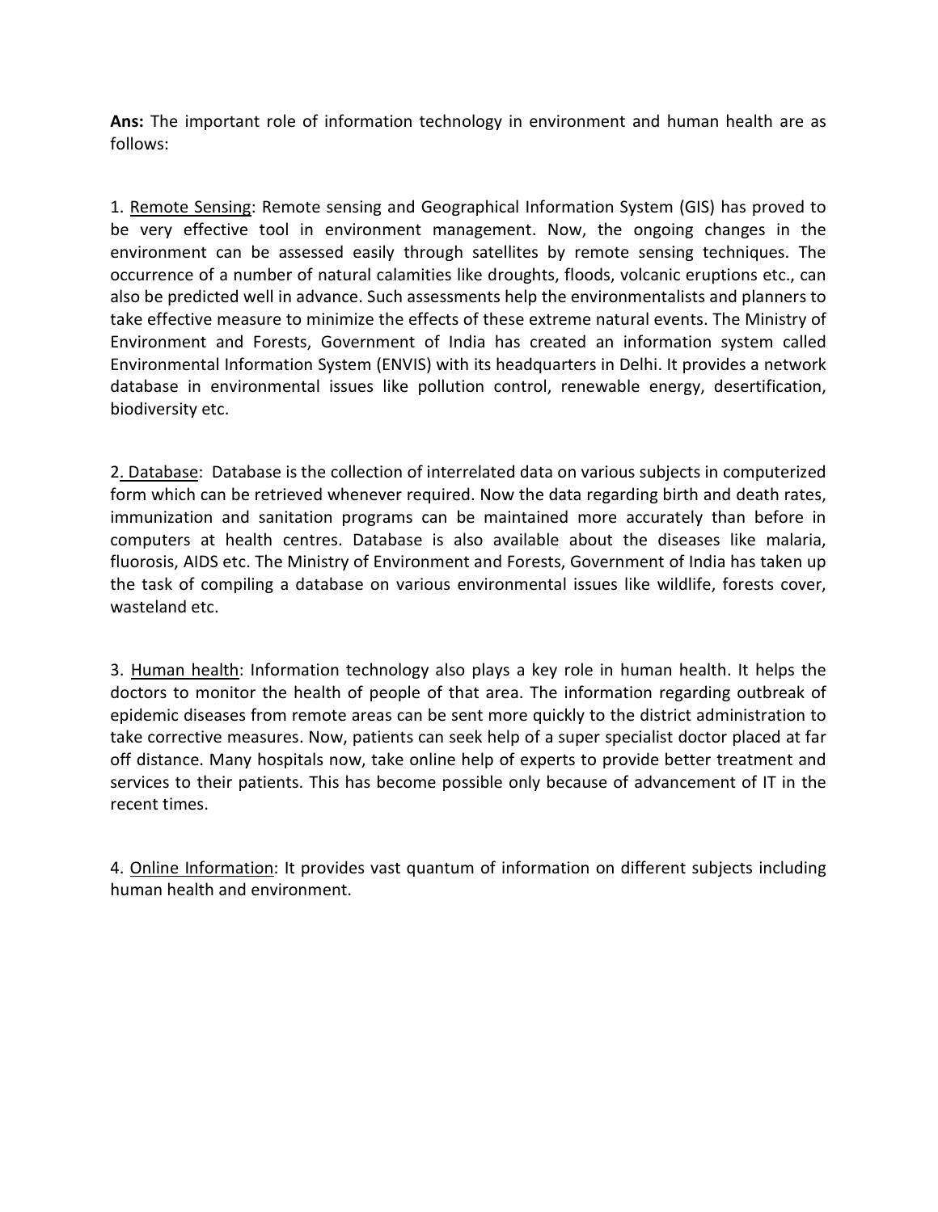**Ans:** The important role of information technology in environment and human health are as follows:

1. Remote Sensing: Remote sensing and Geographical Information System (GIS) has proved to be very effective tool in environment management. Now, the ongoing changes in the environment can be assessed easily through satellites by remote sensing techniques. The occurrence of a number of natural calamities like droughts, floods, volcanic eruptions etc., can also be predicted well in advance. Such assessments help the environmentalists and planners to take effective measure to minimize the effects of these extreme natural events. The Ministry of Environment and Forests, Government of India has created an information system called Environmental Information System (ENVIS) with its headquarters in Delhi. It provides a network database in environmental issues like pollution control, renewable energy, desertification, biodiversity etc.

2. Database: Database is the collection of interrelated data on various subjects in computerized form which can be retrieved whenever required. Now the data regarding birth and death rates, immunization and sanitation programs can be maintained more accurately than before in computers at health centres. Database is also available about the diseases like malaria, fluorosis, AIDS etc. The Ministry of Environment and Forests, Government of India has taken up the task of compiling a database on various environmental issues like wildlife, forests cover, wasteland etc.

3. Human health: Information technology also plays a key role in human health. It helps the doctors to monitor the health of people of that area. The information regarding outbreak of epidemic diseases from remote areas can be sent more quickly to the district administration to take corrective measures. Now, patients can seek help of a super specialist doctor placed at far off distance. Many hospitals now, take online help of experts to provide better treatment and services to their patients. This has become possible only because of advancement of IT in the recent times.

4. Online Information: It provides vast quantum of information on different subjects including human health and environment.